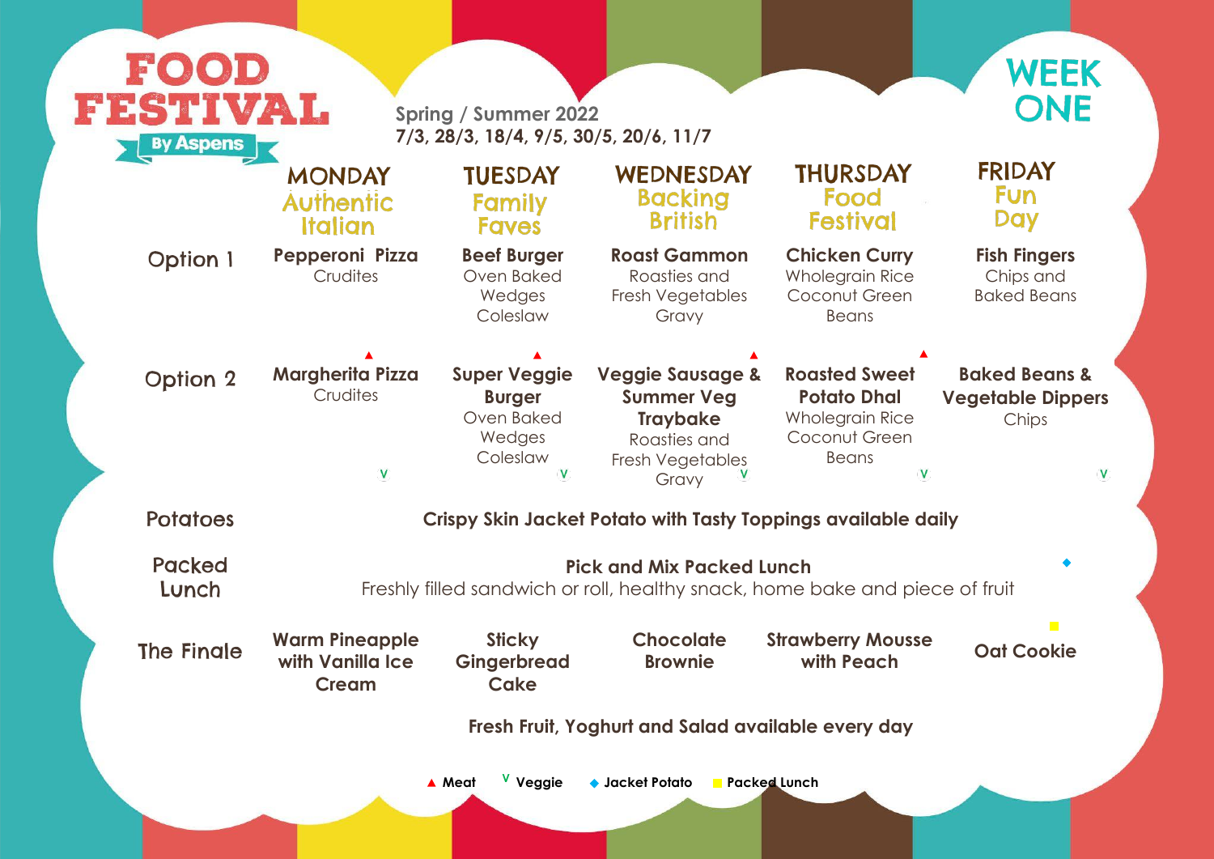# FOOD FESTIVAL

By Aspens

**Spring / Summer 2022**
**7/3, 28/3, 18/4, 9/5, 30/5, 20/6, 11/7**

# WEEK ONE

| | MONDAY Authentic Italian | TUESDAY Family Faves | WEDNESDAY Backing British | THURSDAY Food Festival | FRIDAY Fun Day |
|---|---|---|---|---|---|
| Option 1 | **Pepperoni Pizza** Crudites ▲ | **Beef Burger** Oven Baked Wedges Coleslaw ▲ | **Roast Gammon** Roasties and Fresh Vegetables Gravy ▲ | **Chicken Curry** Wholegrain Rice Coconut Green Beans ▲ | **Fish Fingers** Chips and Baked Beans |
| Option 2 | **Margherita Pizza** Crudites V | **Super Veggie Burger** Oven Baked Wedges Coleslaw V | **Veggie Sausage & Summer Veg Traybake** Roasties and Fresh Vegetables Gravy V | **Roasted Sweet Potato Dhal** Wholegrain Rice Coconut Green Beans V | **Baked Beans & Vegetable Dippers** Chips V |
| Potatoes | **Crispy Skin Jacket Potato with Tasty Toppings available daily** ◆ | | | | |
| Packed Lunch | **Pick and Mix Packed Lunch** Freshly filled sandwich or roll, healthy snack, home bake and piece of fruit ■ | | | | |
| The Finale | **Warm Pineapple with Vanilla Ice Cream** | **Sticky Gingerbread Cake** | **Chocolate Brownie** | **Strawberry Mousse with Peach** | **Oat Cookie** |

**Fresh Fruit, Yoghurt and Salad available every day**

▲ **Meat** V **Veggie** ◆ **Jacket Potato** ■ **Packed Lunch**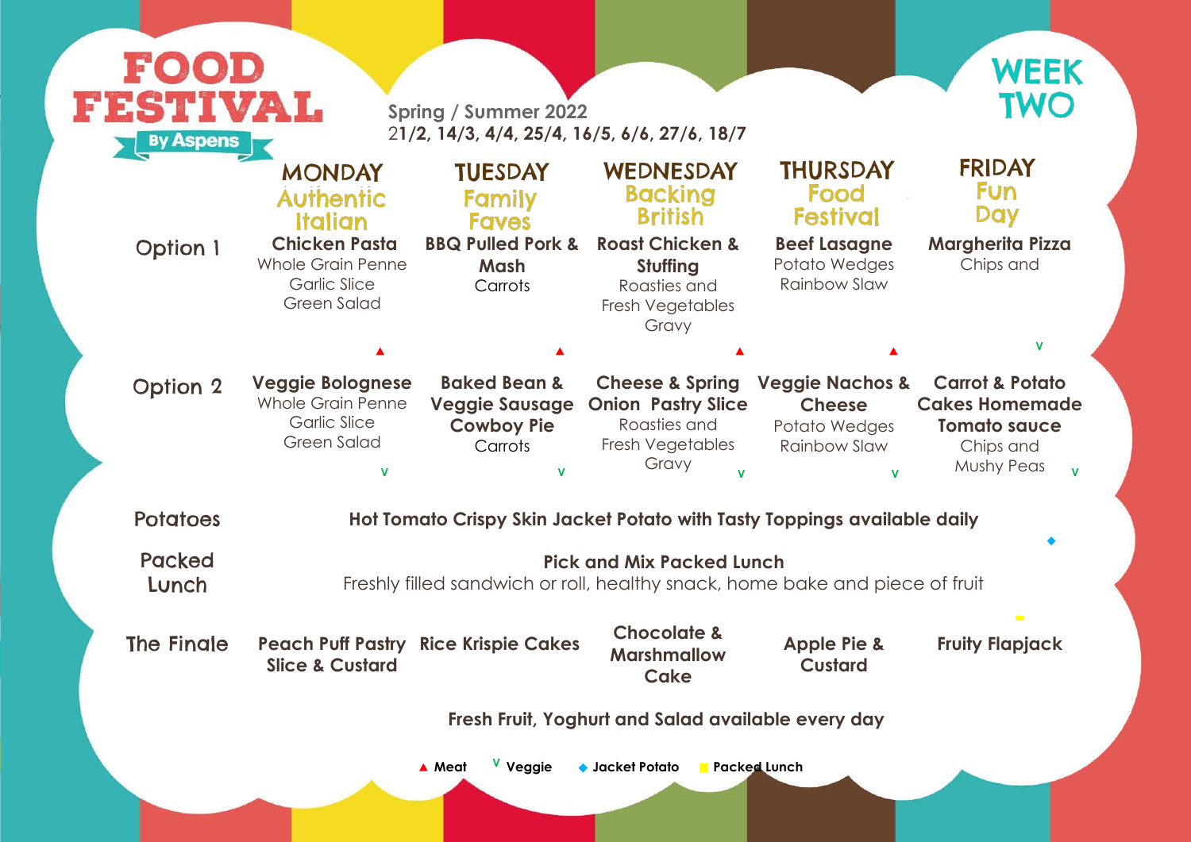# FOOD FESTIVAL

By Aspens

**Spring / Summer 2022**
**21/2, 14/3, 4/4, 25/4, 16/5, 6/6, 27/6, 18/7**

## WEEK TWO

| | MONDAY Authentic Italian | TUESDAY Family Faves | WEDNESDAY Backing British | THURSDAY Food Festival | FRIDAY Fun Day |
|---|---|---|---|---|---|
| Option 1 | **Chicken Pasta** Whole Grain Penne Garlic Slice Green Salad ▲ | **BBQ Pulled Pork & Mash** Carrots ▲ | **Roast Chicken & Stuffing** Roasties and Fresh Vegetables Gravy ▲ | **Beef Lasagne** Potato Wedges Rainbow Slaw ▲ | **Margherita Pizza** Chips and V |
| Option 2 | **Veggie Bolognese** Whole Grain Penne Garlic Slice Green Salad V | **Baked Bean & Veggie Sausage Cowboy Pie** Carrots V | **Cheese & Spring Onion Pastry Slice** Roasties and Fresh Vegetables Gravy V | **Veggie Nachos & Cheese** Potato Wedges Rainbow Slaw V | **Carrot & Potato Cakes Homemade Tomato sauce** Chips and Mushy Peas V |
| Potatoes | **Hot Tomato Crispy Skin Jacket Potato with Tasty Toppings available daily** ◆ | | | | |
| Packed Lunch | **Pick and Mix Packed Lunch** Freshly filled sandwich or roll, healthy snack, home bake and piece of fruit ■ | | | | |
| The Finale | **Peach Puff Pastry Slice & Custard** | **Rice Krispie Cakes** | **Chocolate & Marshmallow Cake** | **Apple Pie & Custard** | **Fruity Flapjack** |

**Fresh Fruit, Yoghurt and Salad available every day**

▲ **Meat** V **Veggie** ◆ **Jacket Potato** ■ **Packed Lunch**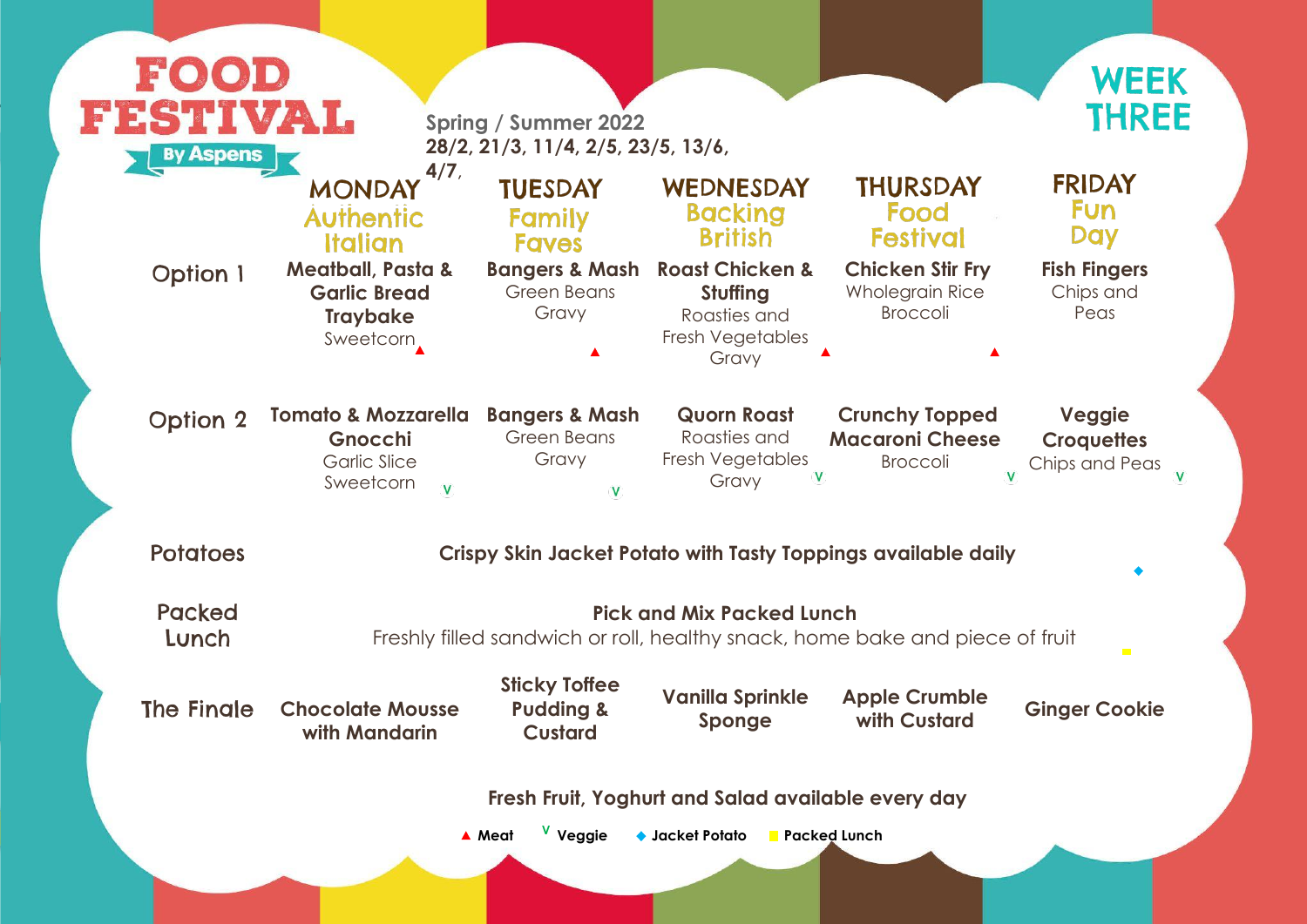# FOOD FESTIVAL

By Aspens

Spring / Summer 2022

28/2, 21/3, 11/4, 2/5, 23/5, 13/6, 4/7,

## WEEK THREE

| | MONDAY Authentic Italian | TUESDAY Family Faves | WEDNESDAY Backing British | THURSDAY Food Festival | FRIDAY Fun Day |
|---|---|---|---|---|---|
| Option 1 | **Meatball, Pasta & Garlic Bread Traybake** Sweetcorn ▲ | **Bangers & Mash** Green Beans Gravy ▲ | **Roast Chicken & Stuffing** Roasties and Fresh Vegetables Gravy ▲ | **Chicken Stir Fry** Wholegrain Rice Broccoli ▲ | **Fish Fingers** Chips and Peas |
| Option 2 | **Tomato & Mozzarella Gnocchi** Garlic Slice Sweetcorn V | **Bangers & Mash** Green Beans Gravy V | **Quorn Roast** Roasties and Fresh Vegetables Gravy V | **Crunchy Topped Macaroni Cheese** Broccoli V | **Veggie Croquettes** Chips and Peas V |
| Potatoes | **Crispy Skin Jacket Potato with Tasty Toppings available daily** ◆ | | | | |
| Packed Lunch | **Pick and Mix Packed Lunch** Freshly filled sandwich or roll, healthy snack, home bake and piece of fruit ■ | | | | |
| The Finale | **Chocolate Mousse with Mandarin** | **Sticky Toffee Pudding & Custard** | **Vanilla Sprinkle Sponge** | **Apple Crumble with Custard** | **Ginger Cookie** |

**Fresh Fruit, Yoghurt and Salad available every day**

▲ Meat V Veggie ◆ Jacket Potato ■ Packed Lunch